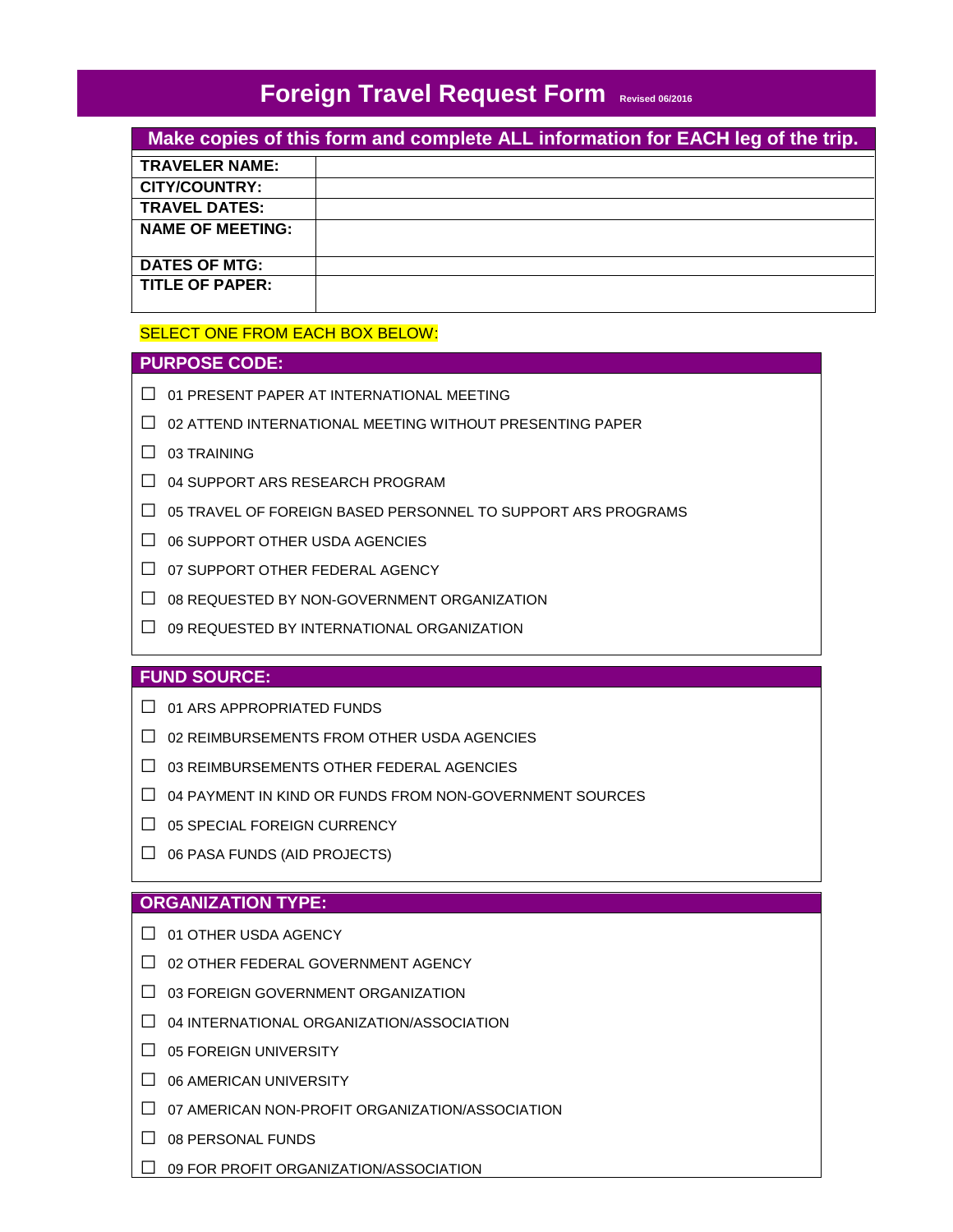# Foreign Travel Request Form <sub>Revised 06/2016</sub>

| Make copies of this form and complete ALL information for EACH leg of the trip. | |
|---|---|
| **TRAVELER NAME:** | |
| **CITY/COUNTRY:** | |
| **TRAVEL DATES:** | |
| **NAME OF MEETING:** | |
| **DATES OF MTG:** | |
| **TITLE OF PAPER:** | |

SELECT ONE FROM EACH BOX BELOW:

## PURPOSE CODE:

- ☐ 01 PRESENT PAPER AT INTERNATIONAL MEETING
- ☐ 02 ATTEND INTERNATIONAL MEETING WITHOUT PRESENTING PAPER
- ☐ 03 TRAINING
- ☐ 04 SUPPORT ARS RESEARCH PROGRAM
- ☐ 05 TRAVEL OF FOREIGN BASED PERSONNEL TO SUPPORT ARS PROGRAMS
- ☐ 06 SUPPORT OTHER USDA AGENCIES
- ☐ 07 SUPPORT OTHER FEDERAL AGENCY
- ☐ 08 REQUESTED BY NON-GOVERNMENT ORGANIZATION
- ☐ 09 REQUESTED BY INTERNATIONAL ORGANIZATION

## FUND SOURCE:

- ☐ 01 ARS APPROPRIATED FUNDS
- ☐ 02 REIMBURSEMENTS FROM OTHER USDA AGENCIES
- ☐ 03 REIMBURSEMENTS OTHER FEDERAL AGENCIES
- ☐ 04 PAYMENT IN KIND OR FUNDS FROM NON-GOVERNMENT SOURCES
- ☐ 05 SPECIAL FOREIGN CURRENCY
- ☐ 06 PASA FUNDS (AID PROJECTS)

## ORGANIZATION TYPE:

- ☐ 01 OTHER USDA AGENCY
- ☐ 02 OTHER FEDERAL GOVERNMENT AGENCY
- ☐ 03 FOREIGN GOVERNMENT ORGANIZATION
- ☐ 04 INTERNATIONAL ORGANIZATION/ASSOCIATION
- ☐ 05 FOREIGN UNIVERSITY
- ☐ 06 AMERICAN UNIVERSITY
- ☐ 07 AMERICAN NON-PROFIT ORGANIZATION/ASSOCIATION
- ☐ 08 PERSONAL FUNDS
- ☐ 09 FOR PROFIT ORGANIZATION/ASSOCIATION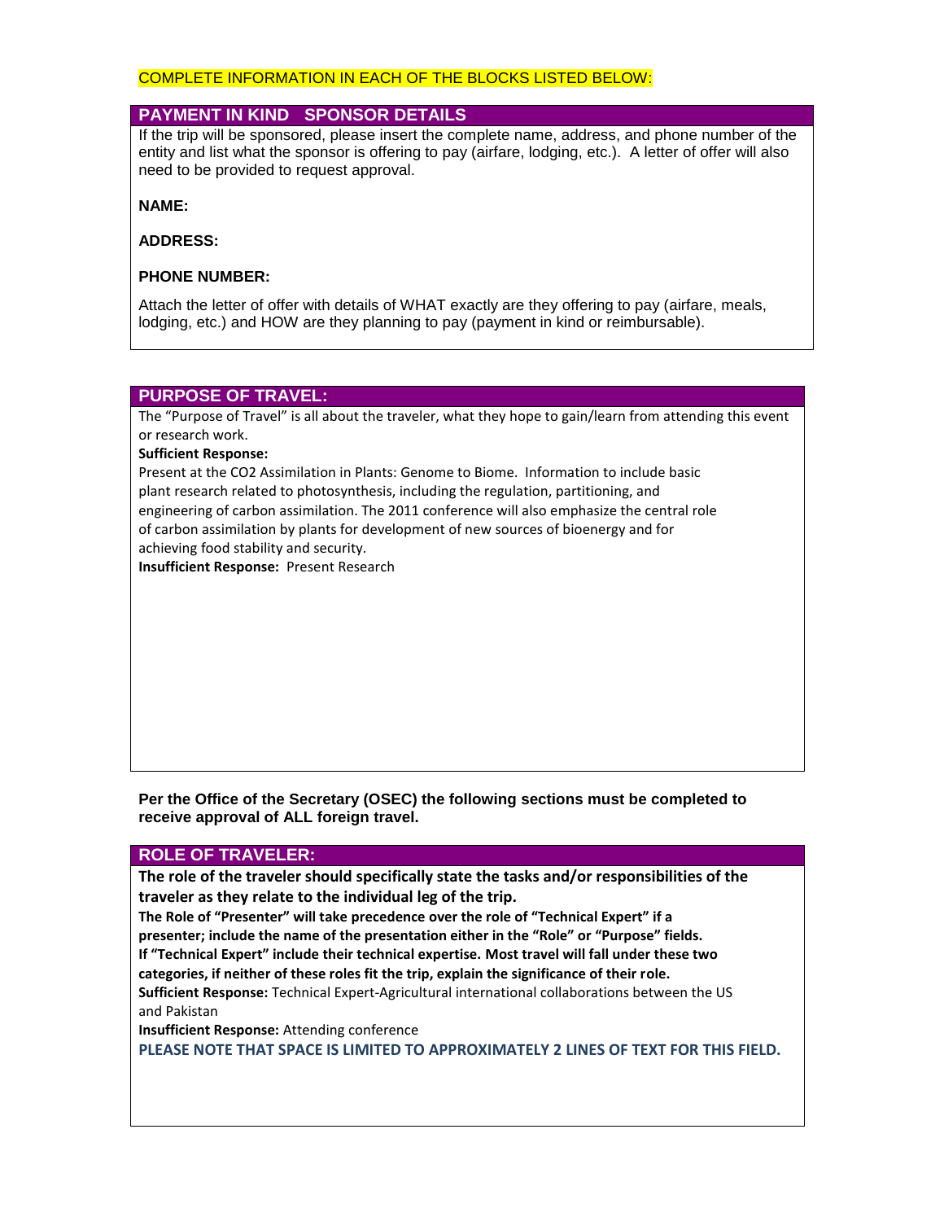COMPLETE INFORMATION IN EACH OF THE BLOCKS LISTED BELOW:

## PAYMENT IN KIND SPONSOR DETAILS

If the trip will be sponsored, please insert the complete name, address, and phone number of the entity and list what the sponsor is offering to pay (airfare, lodging, etc.). A letter of offer will also need to be provided to request approval.

**NAME:**

**ADDRESS:**

**PHONE NUMBER:**

Attach the letter of offer with details of WHAT exactly are they offering to pay (airfare, meals, lodging, etc.) and HOW are they planning to pay (payment in kind or reimbursable).

## PURPOSE OF TRAVEL:

The "Purpose of Travel" is all about the traveler, what they hope to gain/learn from attending this event or research work.

**Sufficient Response:**

Present at the $CO_2$ Assimilation in Plants: Genome to Biome. Information to include basic plant research related to photosynthesis, including the regulation, partitioning, and engineering of carbon assimilation. The 2011 conference will also emphasize the central role of carbon assimilation by plants for development of new sources of bioenergy and for achieving food stability and security.

**Insufficient Response:** Present Research

**Per the Office of the Secretary (OSEC) the following sections must be completed to receive approval of ALL foreign travel.**

## ROLE OF TRAVELER:

**The role of the traveler should specifically state the tasks and/or responsibilities of the traveler as they relate to the individual leg of the trip.**

**The Role of "Presenter" will take precedence over the role of "Technical Expert" if a presenter; include the name of the presentation either in the "Role" or "Purpose" fields.**

**If "Technical Expert" include their technical expertise. Most travel will fall under these two categories, if neither of these roles fit the trip, explain the significance of their role.**

**Sufficient Response:** Technical Expert-Agricultural international collaborations between the US and Pakistan

**Insufficient Response:** Attending conference

**PLEASE NOTE THAT SPACE IS LIMITED TO APPROXIMATELY 2 LINES OF TEXT FOR THIS FIELD.**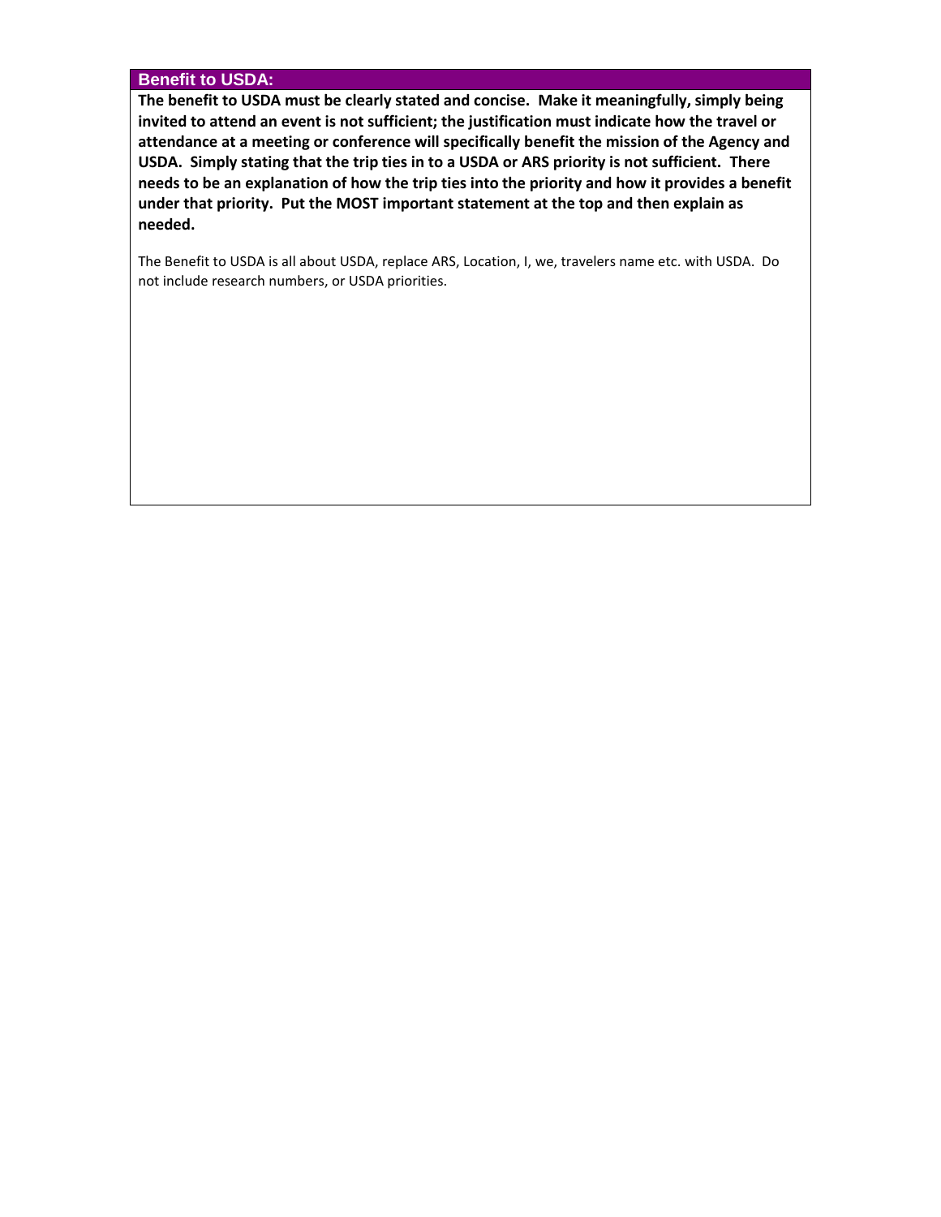## Benefit to USDA:

**The benefit to USDA must be clearly stated and concise. Make it meaningfully, simply being invited to attend an event is not sufficient; the justification must indicate how the travel or attendance at a meeting or conference will specifically benefit the mission of the Agency and USDA. Simply stating that the trip ties in to a USDA or ARS priority is not sufficient. There needs to be an explanation of how the trip ties into the priority and how it provides a benefit under that priority. Put the MOST important statement at the top and then explain as needed.**

The Benefit to USDA is all about USDA, replace ARS, Location, I, we, travelers name etc. with USDA. Do not include research numbers, or USDA priorities.